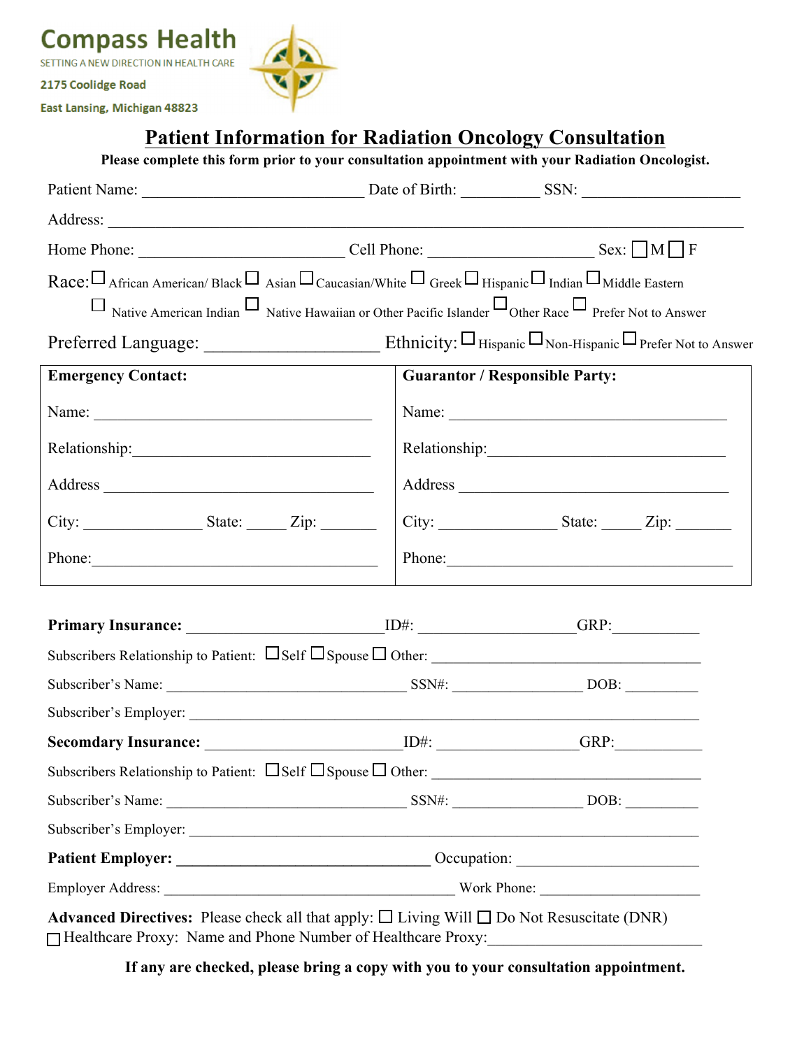**Compass Health**

SETTING A NEW DIRECTION IN HEALTH CARE

2175 Coolidge Road

East Lansing, Michigan 48823

# Patient Information for Radiation Oncology Consultation

**Please complete this form prior to your consultation appointment with your Radiation Oncologist.**

Patient Name: ____________________________ Date of Birth: __________ SSN: ____________________

Address: ________________________________________________________________________

Home Phone: __________________________ Cell Phone: _____________________ Sex: ☐ M ☐ F

Race: ☐ African American/ Black ☐ Asian ☐ Caucasian/White ☐ Greek ☐ Hispanic ☐ Indian ☐ Middle Eastern ☐ Native American Indian ☐ Native Hawaiian or Other Pacific Islander ☐ Other Race ☐ Prefer Not to Answer

Preferred Language: ______________________ Ethnicity: ☐ Hispanic ☐ Non-Hispanic ☐ Prefer Not to Answer

| **Emergency Contact:** | **Guarantor / Responsible Party:** |
|---|---|
| Name: ________________________________ | Name: ________________________________ |
| Relationship: __________________________ | Relationship: __________________________ |
| Address ______________________________ | Address ______________________________ |
| City: ______________ State: _____ Zip: _______ | City: ______________ State: _____ Zip: _______ |
| Phone: ________________________________ | Phone: ________________________________ |

**Primary Insurance:** _________________________ ID#: ____________________ GRP: ___________

Subscribers Relationship to Patient: ☐ Self ☐ Spouse ☐ Other: ___________________________________

Subscriber's Name: ________________________________ SSN#: _________________ DOB: _________

Subscriber's Employer: ___________________________________________________________________

**Secomdary Insurance:** _________________________ ID#: ____________________ GRP: ___________

Subscribers Relationship to Patient: ☐ Self ☐ Spouse ☐ Other: ___________________________________

Subscriber's Name: ________________________________ SSN#: _________________ DOB: _________

Subscriber's Employer: ___________________________________________________________________

**Patient Employer:** ________________________________ Occupation: ______________________

Employer Address: _______________________________________ Work Phone: ____________________

**Advanced Directives:** Please check all that apply: ☐ Living Will ☐ Do Not Resuscitate (DNR)
☐ Healthcare Proxy: Name and Phone Number of Healthcare Proxy: _________________________

**If any are checked, please bring a copy with you to your consultation appointment.**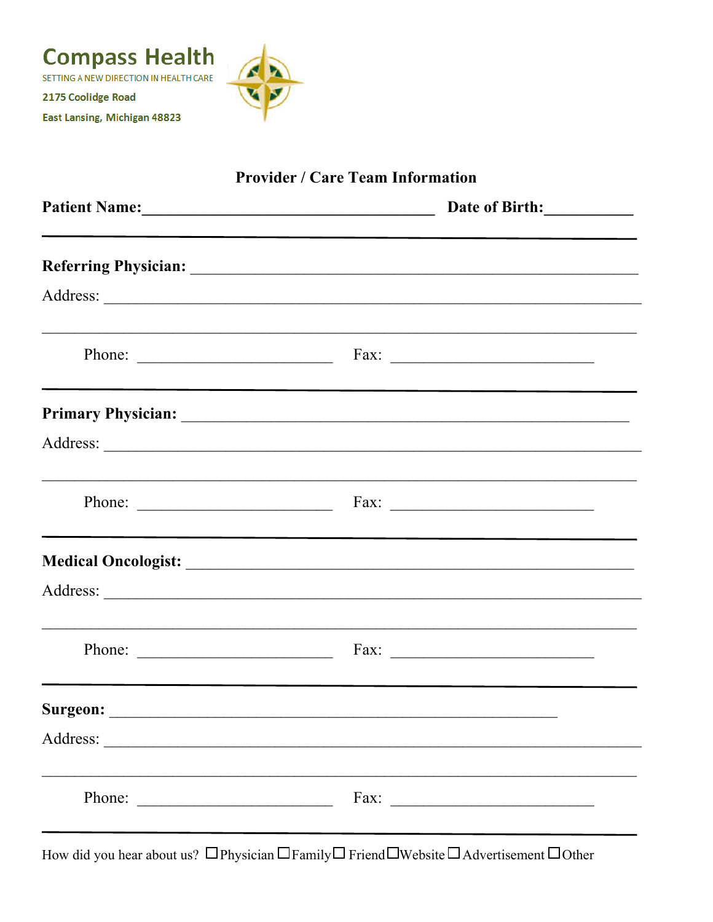# Compass Health

SETTING A NEW DIRECTION IN HEALTH CARE

2175 Coolidge Road

East Lansing, Michigan 48823

## Provider / Care Team Information

**Patient Name:**_____________________________________ **Date of Birth:**___________

---

**Referring Physician:** ____________________________________________________

Address: ______________________________________________________________

_______________________________________________________________________

Phone: _________________________ Fax: __________________________

---

**Primary Physician:** ______________________________________________________

Address: ______________________________________________________________

_______________________________________________________________________

Phone: _________________________ Fax: __________________________

---

**Medical Oncologist:** _____________________________________________________

Address: ______________________________________________________________

_______________________________________________________________________

Phone: _________________________ Fax: __________________________

---

**Surgeon:** _________________________________________________________

Address: ______________________________________________________________

_______________________________________________________________________

Phone: _________________________ Fax: __________________________

---

How did you hear about us? ☐ Physician ☐ Family ☐ Friend ☐ Website ☐ Advertisement ☐ Other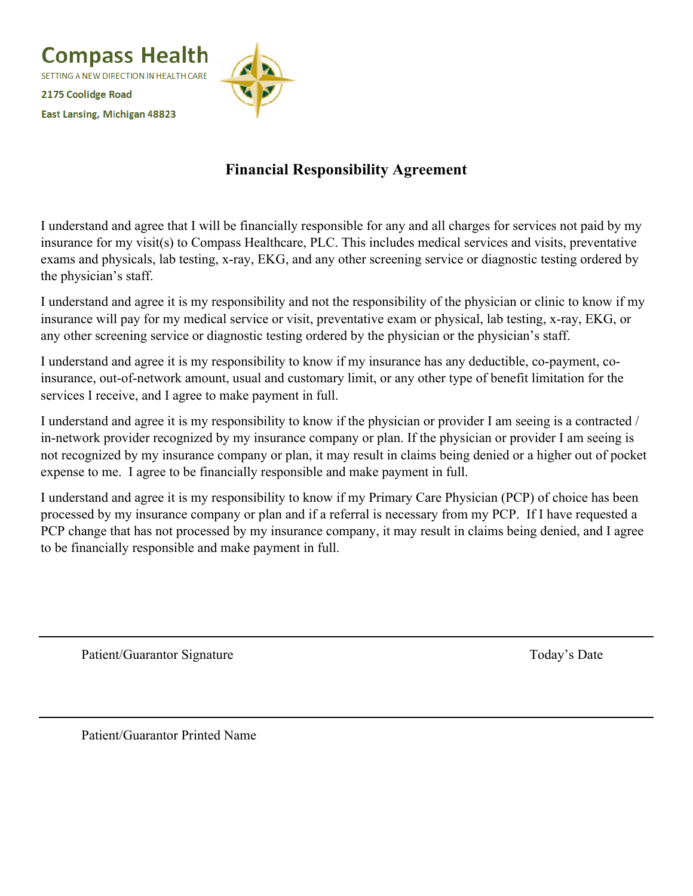**Compass Health**

SETTING A NEW DIRECTION IN HEALTH CARE

**2175 Coolidge Road**

**East Lansing, Michigan 48823**

## Financial Responsibility Agreement

I understand and agree that I will be financially responsible for any and all charges for services not paid by my insurance for my visit(s) to Compass Healthcare, PLC. This includes medical services and visits, preventative exams and physicals, lab testing, x-ray, EKG, and any other screening service or diagnostic testing ordered by the physician's staff.

I understand and agree it is my responsibility and not the responsibility of the physician or clinic to know if my insurance will pay for my medical service or visit, preventative exam or physical, lab testing, x-ray, EKG, or any other screening service or diagnostic testing ordered by the physician or the physician's staff.

I understand and agree it is my responsibility to know if my insurance has any deductible, co-payment, co-insurance, out-of-network amount, usual and customary limit, or any other type of benefit limitation for the services I receive, and I agree to make payment in full.

I understand and agree it is my responsibility to know if the physician or provider I am seeing is a contracted / in-network provider recognized by my insurance company or plan. If the physician or provider I am seeing is not recognized by my insurance company or plan, it may result in claims being denied or a higher out of pocket expense to me. I agree to be financially responsible and make payment in full.

I understand and agree it is my responsibility to know if my Primary Care Physician (PCP) of choice has been processed by my insurance company or plan and if a referral is necessary from my PCP. If I have requested a PCP change that has not processed by my insurance company, it may result in claims being denied, and I agree to be financially responsible and make payment in full.

\_\_\_\_\_\_\_\_\_\_\_\_\_\_\_\_\_\_\_\_\_\_\_\_\_\_\_\_\_\_\_\_\_\_\_\_\_\_\_\_\_\_\_\_\_\_\_\_\_\_\_\_\_\_\_\_\_\_\_\_

Patient/Guarantor Signature　　　　　　　　　　　　　　　　　　　　Today's Date

\_\_\_\_\_\_\_\_\_\_\_\_\_\_\_\_\_\_\_\_\_\_\_\_\_\_\_\_\_\_\_\_\_\_\_\_\_\_\_\_\_\_\_\_\_\_\_\_\_\_\_\_\_\_\_\_\_\_\_\_

Patient/Guarantor Printed Name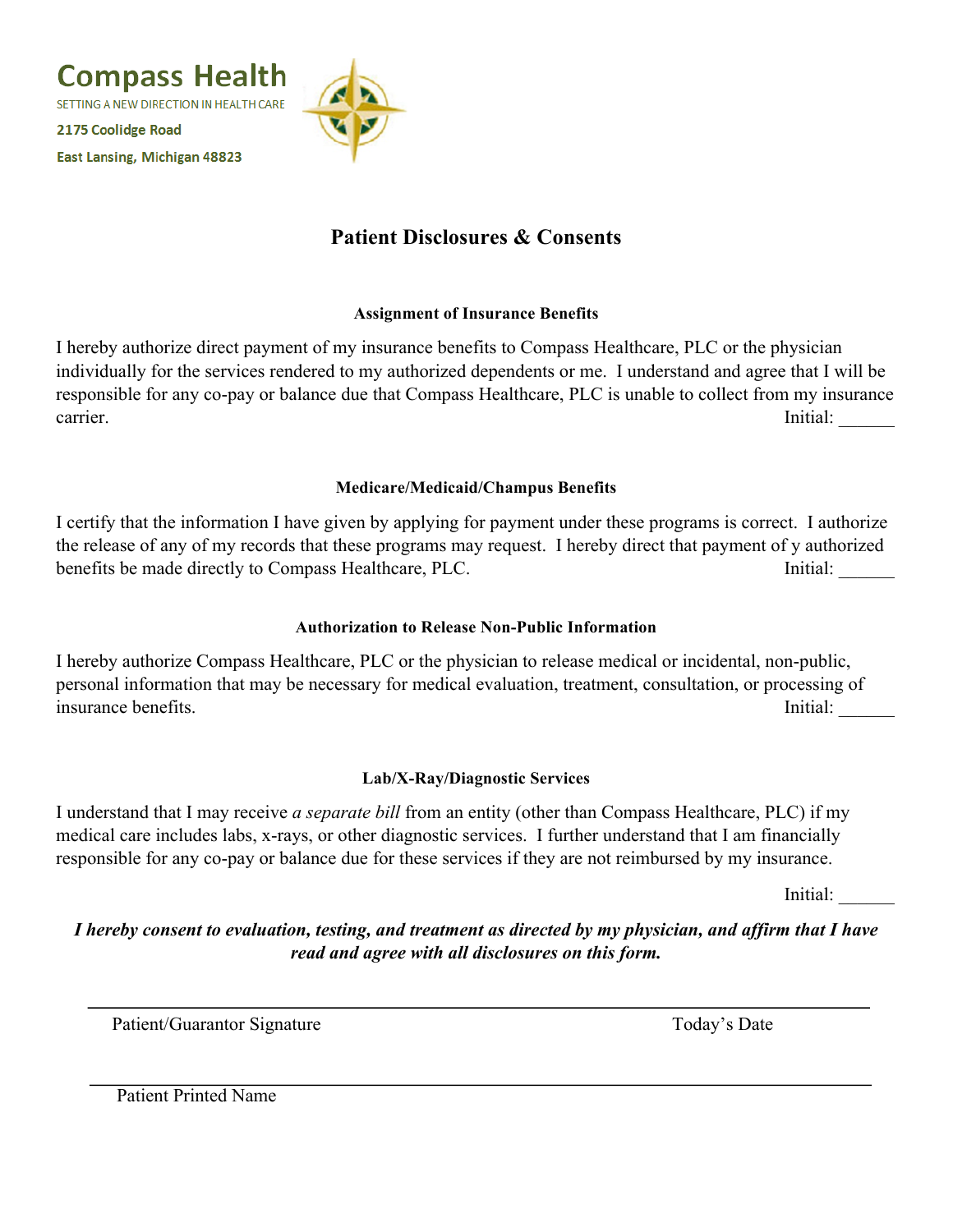**Compass Health**

SETTING A NEW DIRECTION IN HEALTH CARE

**2175 Coolidge Road**

**East Lansing, Michigan 48823**

# Patient Disclosures & Consents

### Assignment of Insurance Benefits

I hereby authorize direct payment of my insurance benefits to Compass Healthcare, PLC or the physician individually for the services rendered to my authorized dependents or me. I understand and agree that I will be responsible for any co-pay or balance due that Compass Healthcare, PLC is unable to collect from my insurance carrier. Initial: ______

### Medicare/Medicaid/Champus Benefits

I certify that the information I have given by applying for payment under these programs is correct. I authorize the release of any of my records that these programs may request. I hereby direct that payment of y authorized benefits be made directly to Compass Healthcare, PLC. Initial: ______

### Authorization to Release Non-Public Information

I hereby authorize Compass Healthcare, PLC or the physician to release medical or incidental, non-public, personal information that may be necessary for medical evaluation, treatment, consultation, or processing of insurance benefits. Initial: ______

### Lab/X-Ray/Diagnostic Services

I understand that I may receive *a separate bill* from an entity (other than Compass Healthcare, PLC) if my medical care includes labs, x-rays, or other diagnostic services. I further understand that I am financially responsible for any co-pay or balance due for these services if they are not reimbursed by my insurance.

Initial: ______

***I hereby consent to evaluation, testing, and treatment as directed by my physician, and affirm that I have read and agree with all disclosures on this form.***

_____________________________________________________________________

Patient/Guarantor Signature Today's Date

_____________________________________________________________________

Patient Printed Name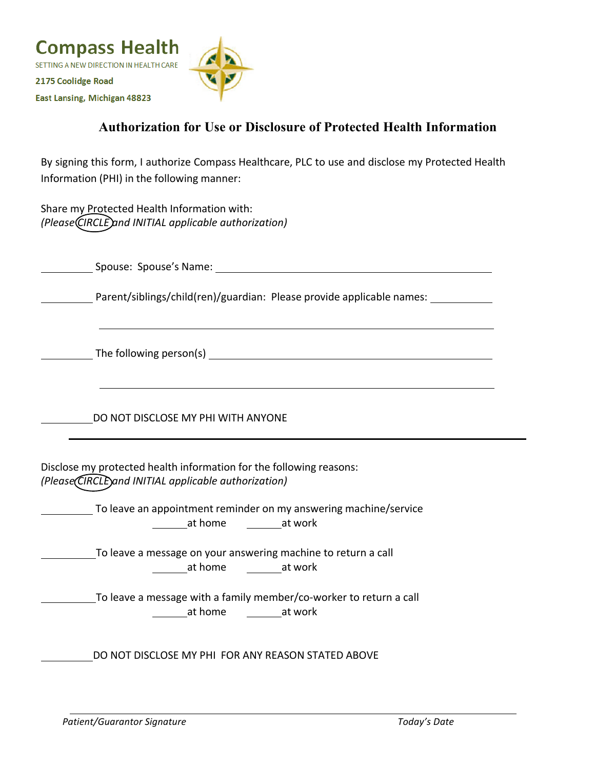**Compass Health**

SETTING A NEW DIRECTION IN HEALTH CARE

**2175 Coolidge Road**

**East Lansing, Michigan 48823**

## Authorization for Use or Disclosure of Protected Health Information

By signing this form, I authorize Compass Healthcare, PLC to use and disclose my Protected Health Information (PHI) in the following manner:

Share my Protected Health Information with:
*(Please CIRCLE and INITIAL applicable authorization)*

__________ Spouse: Spouse's Name: ______________________________________________

__________ Parent/siblings/child(ren)/guardian: Please provide applicable names: ___________

______________________________________________________________________

__________ The following person(s) ______________________________________________

______________________________________________________________________

__________DO NOT DISCLOSE MY PHI WITH ANYONE

---

Disclose my protected health information for the following reasons:
*(Please CIRCLE and INITIAL applicable authorization)*

__________ To leave an appointment reminder on my answering machine/service
______at home ______at work

__________To leave a message on your answering machine to return a call
______at home ______at work

__________To leave a message with a family member/co-worker to return a call
______at home ______at work

__________DO NOT DISCLOSE MY PHI FOR ANY REASON STATED ABOVE

______________________________________________________________________

*Patient/Guarantor Signature* *Today's Date*